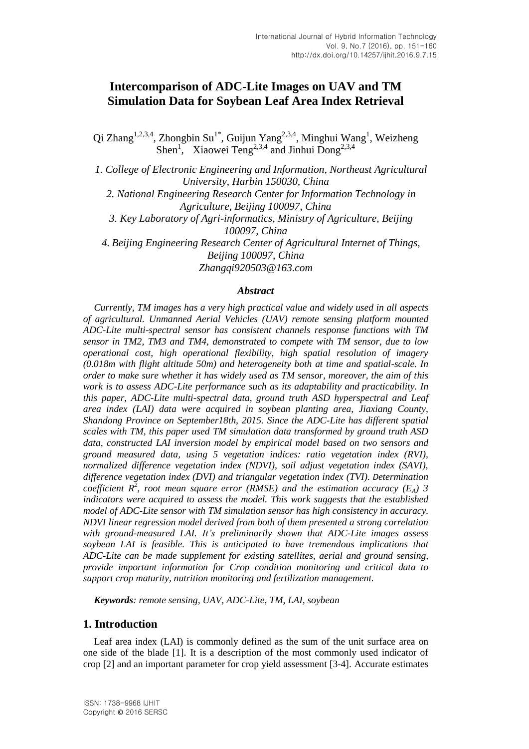# Intercomparison of ADC-Lite Images on UAV and TM Simulation Data for Soybean Leaf Area Index Retrieval

Qi Zhang[1,2,3,4], Zhongbin Su[1*], Guijun Yang[2,3,4], Minghui Wang[1], Weizheng Shen[1], Xiaowei Teng[2,3,4] and Jinhui Dong[2,3,4]

*1. College of Electronic Engineering and Information, Northeast Agricultural University, Harbin 150030, China*
*2. National Engineering Research Center for Information Technology in Agriculture, Beijing 100097, China*
*3. Key Laboratory of Agri-informatics, Ministry of Agriculture, Beijing 100097, China*
*4. Beijing Engineering Research Center of Agricultural Internet of Things, Beijing 100097, China*
*Zhangqi920503@163.com*

### *Abstract*

*Currently, TM images has a very high practical value and widely used in all aspects of agricultural. Unmanned Aerial Vehicles (UAV) remote sensing platform mounted ADC-Lite multi-spectral sensor has consistent channels response functions with TM sensor in TM2, TM3 and TM4, demonstrated to compete with TM sensor, due to low operational cost, high operational flexibility, high spatial resolution of imagery (0.018m with flight altitude 50m) and heterogeneity both at time and spatial-scale. In order to make sure whether it has widely used as TM sensor, moreover, the aim of this work is to assess ADC-Lite performance such as its adaptability and practicability. In this paper, ADC-Lite multi-spectral data, ground truth ASD hyperspectral and Leaf area index (LAI) data were acquired in soybean planting area, Jiaxiang County, Shandong Province on September18th, 2015. Since the ADC-Lite has different spatial scales with TM, this paper used TM simulation data transformed by ground truth ASD data, constructed LAI inversion model by empirical model based on two sensors and ground measured data, using 5 vegetation indices: ratio vegetation index (RVI), normalized difference vegetation index (NDVI), soil adjust vegetation index (SAVI), difference vegetation index (DVI) and triangular vegetation index (TVI). Determination coefficient $R^2$, root mean square error (RMSE) and the estimation accuracy ($E_A$) 3 indicators were acquired to assess the model. This work suggests that the established model of ADC-Lite sensor with TM simulation sensor has high consistency in accuracy. NDVI linear regression model derived from both of them presented a strong correlation with ground-measured LAI. It's preliminarily shown that ADC-Lite images assess soybean LAI is feasible. This is anticipated to have tremendous implications that ADC-Lite can be made supplement for existing satellites, aerial and ground sensing, provide important information for Crop condition monitoring and critical data to support crop maturity, nutrition monitoring and fertilization management.*

***Keywords**: remote sensing, UAV, ADC-Lite, TM, LAI, soybean*

## 1. Introduction

Leaf area index (LAI) is commonly defined as the sum of the unit surface area on one side of the blade [1]. It is a description of the most commonly used indicator of crop [2] and an important parameter for crop yield assessment [3-4]. Accurate estimates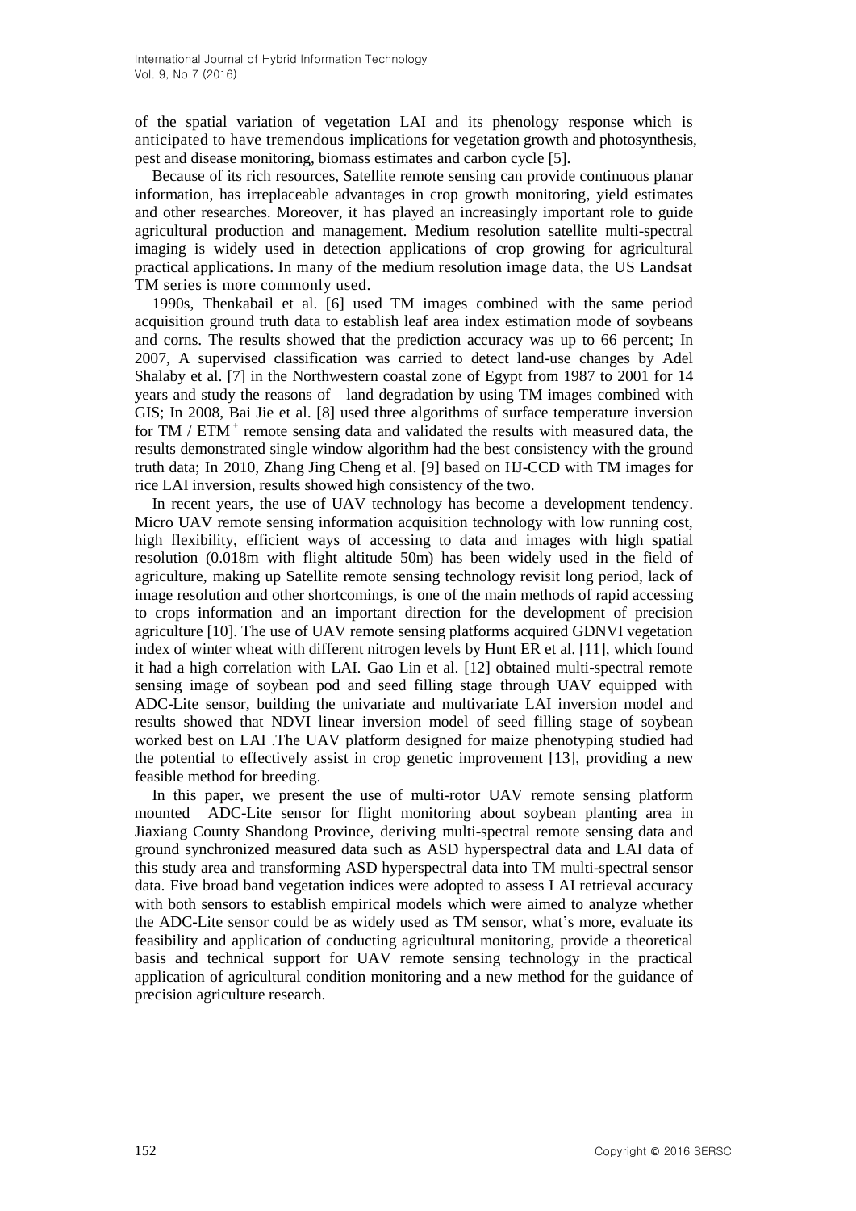of the spatial variation of vegetation LAI and its phenology response which is anticipated to have tremendous implications for vegetation growth and photosynthesis, pest and disease monitoring, biomass estimates and carbon cycle [5].

Because of its rich resources, Satellite remote sensing can provide continuous planar information, has irreplaceable advantages in crop growth monitoring, yield estimates and other researches. Moreover, it has played an increasingly important role to guide agricultural production and management. Medium resolution satellite multi-spectral imaging is widely used in detection applications of crop growing for agricultural practical applications. In many of the medium resolution image data, the US Landsat TM series is more commonly used.

1990s, Thenkabail et al. [6] used TM images combined with the same period acquisition ground truth data to establish leaf area index estimation mode of soybeans and corns. The results showed that the prediction accuracy was up to 66 percent; In 2007, A supervised classification was carried to detect land-use changes by Adel Shalaby et al. [7] in the Northwestern coastal zone of Egypt from 1987 to 2001 for 14 years and study the reasons of land degradation by using TM images combined with GIS; In 2008, Bai Jie et al. [8] used three algorithms of surface temperature inversion for TM / ETM$^+$ remote sensing data and validated the results with measured data, the results demonstrated single window algorithm had the best consistency with the ground truth data; In 2010, Zhang Jing Cheng et al. [9] based on HJ-CCD with TM images for rice LAI inversion, results showed high consistency of the two.

In recent years, the use of UAV technology has become a development tendency. Micro UAV remote sensing information acquisition technology with low running cost, high flexibility, efficient ways of accessing to data and images with high spatial resolution (0.018m with flight altitude 50m) has been widely used in the field of agriculture, making up Satellite remote sensing technology revisit long period, lack of image resolution and other shortcomings, is one of the main methods of rapid accessing to crops information and an important direction for the development of precision agriculture [10]. The use of UAV remote sensing platforms acquired GDNVI vegetation index of winter wheat with different nitrogen levels by Hunt ER et al. [11], which found it had a high correlation with LAI. Gao Lin et al. [12] obtained multi-spectral remote sensing image of soybean pod and seed filling stage through UAV equipped with ADC-Lite sensor, building the univariate and multivariate LAI inversion model and results showed that NDVI linear inversion model of seed filling stage of soybean worked best on LAI .The UAV platform designed for maize phenotyping studied had the potential to effectively assist in crop genetic improvement [13], providing a new feasible method for breeding.

In this paper, we present the use of multi-rotor UAV remote sensing platform mounted ADC-Lite sensor for flight monitoring about soybean planting area in Jiaxiang County Shandong Province, deriving multi-spectral remote sensing data and ground synchronized measured data such as ASD hyperspectral data and LAI data of this study area and transforming ASD hyperspectral data into TM multi-spectral sensor data. Five broad band vegetation indices were adopted to assess LAI retrieval accuracy with both sensors to establish empirical models which were aimed to analyze whether the ADC-Lite sensor could be as widely used as TM sensor, what's more, evaluate its feasibility and application of conducting agricultural monitoring, provide a theoretical basis and technical support for UAV remote sensing technology in the practical application of agricultural condition monitoring and a new method for the guidance of precision agriculture research.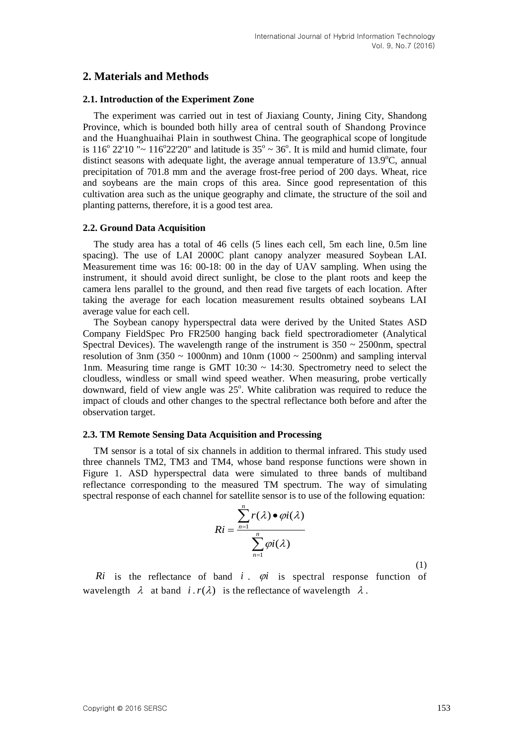## 2. Materials and Methods

### 2.1. Introduction of the Experiment Zone

The experiment was carried out in test of Jiaxiang County, Jining City, Shandong Province, which is bounded both hilly area of central south of Shandong Province and the Huanghuaihai Plain in southwest China. The geographical scope of longitude is $116^{o}$ 22'10 "~ $116^{o}$22'20" and latitude is $35^{o}$ ~ $36^{o}$. It is mild and humid climate, four distinct seasons with adequate light, the average annual temperature of 13.9°C, annual precipitation of 701.8 mm and the average frost-free period of 200 days. Wheat, rice and soybeans are the main crops of this area. Since good representation of this cultivation area such as the unique geography and climate, the structure of the soil and planting patterns, therefore, it is a good test area.

### 2.2. Ground Data Acquisition

The study area has a total of 46 cells (5 lines each cell, 5m each line, 0.5m line spacing). The use of LAI 2000C plant canopy analyzer measured Soybean LAI. Measurement time was 16: 00-18: 00 in the day of UAV sampling. When using the instrument, it should avoid direct sunlight, be close to the plant roots and keep the camera lens parallel to the ground, and then read five targets of each location. After taking the average for each location measurement results obtained soybeans LAI average value for each cell.

The Soybean canopy hyperspectral data were derived by the United States ASD Company FieldSpec Pro FR2500 hanging back field spectroradiometer (Analytical Spectral Devices). The wavelength range of the instrument is 350 ~ 2500nm, spectral resolution of 3nm (350 ~ 1000nm) and 10nm (1000 ~ 2500nm) and sampling interval 1nm. Measuring time range is GMT 10:30 ~ 14:30. Spectrometry need to select the cloudless, windless or small wind speed weather. When measuring, probe vertically downward, field of view angle was $25^{o}$. White calibration was required to reduce the impact of clouds and other changes to the spectral reflectance both before and after the observation target.

### 2.3. TM Remote Sensing Data Acquisition and Processing

TM sensor is a total of six channels in addition to thermal infrared. This study used three channels TM2, TM3 and TM4, whose band response functions were shown in Figure 1. ASD hyperspectral data were simulated to three bands of multiband reflectance corresponding to the measured TM spectrum. The way of simulating spectral response of each channel for satellite sensor is to use of the following equation:

$$Ri = \frac{\sum_{n=1}^{n} r(\lambda) \bullet \varphi i(\lambda)}{\sum_{n=1}^{n} \varphi i(\lambda)} \tag{1}$$

$Ri$ is the reflectance of band $i$ . $\varphi i$ is spectral response function of wavelength $\lambda$ at band $i$ . $r(\lambda)$ is the reflectance of wavelength $\lambda$ .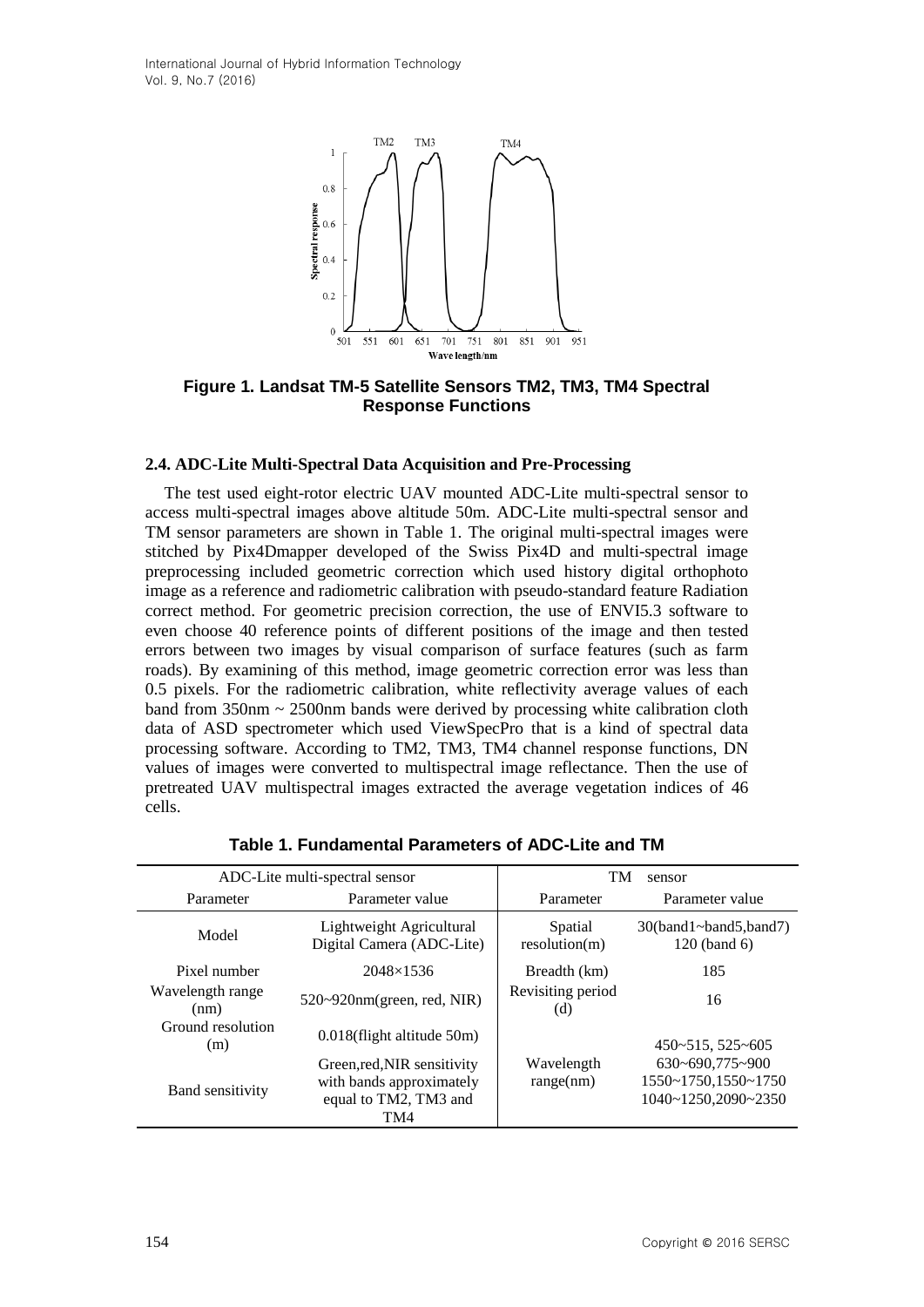Figure 1. Landsat TM-5 Satellite Sensors TM2, TM3, TM4 Spectral Response Functions

### 2.4. ADC-Lite Multi-Spectral Data Acquisition and Pre-Processing

The test used eight-rotor electric UAV mounted ADC-Lite multi-spectral sensor to access multi-spectral images above altitude 50m. ADC-Lite multi-spectral sensor and TM sensor parameters are shown in Table 1. The original multi-spectral images were stitched by Pix4Dmapper developed of the Swiss Pix4D and multi-spectral image preprocessing included geometric correction which used history digital orthophoto image as a reference and radiometric calibration with pseudo-standard feature Radiation correct method. For geometric precision correction, the use of ENVI5.3 software to even choose 40 reference points of different positions of the image and then tested errors between two images by visual comparison of surface features (such as farm roads). By examining of this method, image geometric correction error was less than 0.5 pixels. For the radiometric calibration, white reflectivity average values of each band from 350nm ~ 2500nm bands were derived by processing white calibration cloth data of ASD spectrometer which used ViewSpecPro that is a kind of spectral data processing software. According to TM2, TM3, TM4 channel response functions, DN values of images were converted to multispectral image reflectance. Then the use of pretreated UAV multispectral images extracted the average vegetation indices of 46 cells.

**Table 1. Fundamental Parameters of ADC-Lite and TM**

| ADC-Lite multi-spectral sensor | | TM sensor | |
|---|---|---|---|
| Parameter | Parameter value | Parameter | Parameter value |
| Model | Lightweight Agricultural Digital Camera (ADC-Lite) | Spatial resolution(m) | 30(band1~band5,band7) 120 (band 6) |
| Pixel number | 2048×1536 | Breadth (km) | 185 |
| Wavelength range (nm) | 520~920nm(green, red, NIR) | Revisiting period (d) | 16 |
| Ground resolution (m) | 0.018(flight altitude 50m) | Wavelength range(nm) | 450~515, 525~605 630~690,775~900 1550~1750,1550~1750 1040~1250,2090~2350 |
| Band sensitivity | Green,red,NIR sensitivity with bands approximately equal to TM2, TM3 and TM4 | | |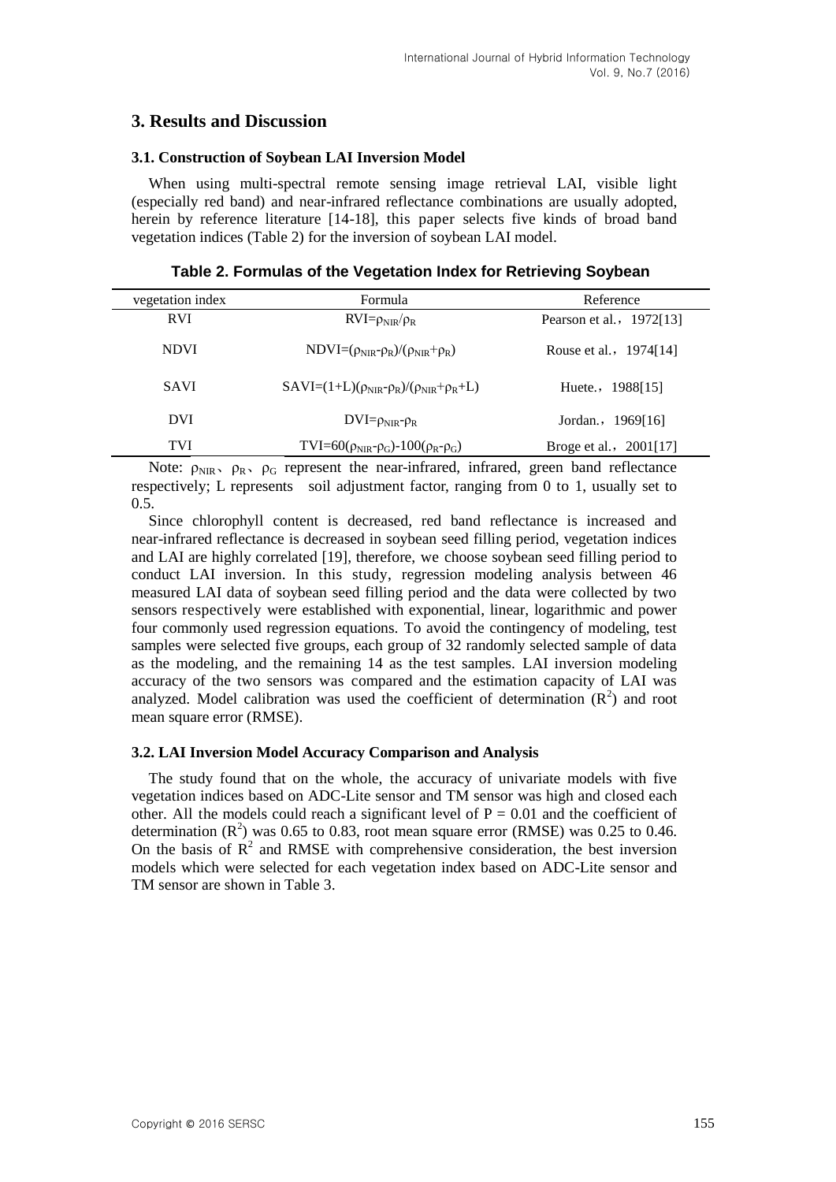## 3. Results and Discussion

### 3.1. Construction of Soybean LAI Inversion Model

When using multi-spectral remote sensing image retrieval LAI, visible light (especially red band) and near-infrared reflectance combinations are usually adopted, herein by reference literature [14-18], this paper selects five kinds of broad band vegetation indices (Table 2) for the inversion of soybean LAI model.

**Table 2. Formulas of the Vegetation Index for Retrieving Soybean**

| vegetation index | Formula | Reference |
|---|---|---|
| RVI | $RVI=\rho_{NIR}/\rho_R$ | Pearson et al.，1972[13] |
| NDVI | $NDVI=(\rho_{NIR}-\rho_R)/(\rho_{NIR}+\rho_R)$ | Rouse et al.，1974[14] |
| SAVI | $SAVI=(1+L)(\rho_{NIR}-\rho_R)/(\rho_{NIR}+\rho_R+L)$ | Huete.，1988[15] |
| DVI | $DVI=\rho_{NIR}-\rho_R$ | Jordan.，1969[16] |
| TVI | $TVI=60(\rho_{NIR}-\rho_G)-100(\rho_R-\rho_G)$ | Broge et al.，2001[17] |

Note: $\rho_{NIR}$、$\rho_R$、$\rho_G$ represent the near-infrared, infrared, green band reflectance respectively; L represents soil adjustment factor, ranging from 0 to 1, usually set to 0.5.

Since chlorophyll content is decreased, red band reflectance is increased and near-infrared reflectance is decreased in soybean seed filling period, vegetation indices and LAI are highly correlated [19], therefore, we choose soybean seed filling period to conduct LAI inversion. In this study, regression modeling analysis between 46 measured LAI data of soybean seed filling period and the data were collected by two sensors respectively were established with exponential, linear, logarithmic and power four commonly used regression equations. To avoid the contingency of modeling, test samples were selected five groups, each group of 32 randomly selected sample of data as the modeling, and the remaining 14 as the test samples. LAI inversion modeling accuracy of the two sensors was compared and the estimation capacity of LAI was analyzed. Model calibration was used the coefficient of determination ($R^2$) and root mean square error (RMSE).

### 3.2. LAI Inversion Model Accuracy Comparison and Analysis

The study found that on the whole, the accuracy of univariate models with five vegetation indices based on ADC-Lite sensor and TM sensor was high and closed each other. All the models could reach a significant level of $P = 0.01$ and the coefficient of determination ($R^2$) was 0.65 to 0.83, root mean square error (RMSE) was 0.25 to 0.46. On the basis of $R^2$ and RMSE with comprehensive consideration, the best inversion models which were selected for each vegetation index based on ADC-Lite sensor and TM sensor are shown in Table 3.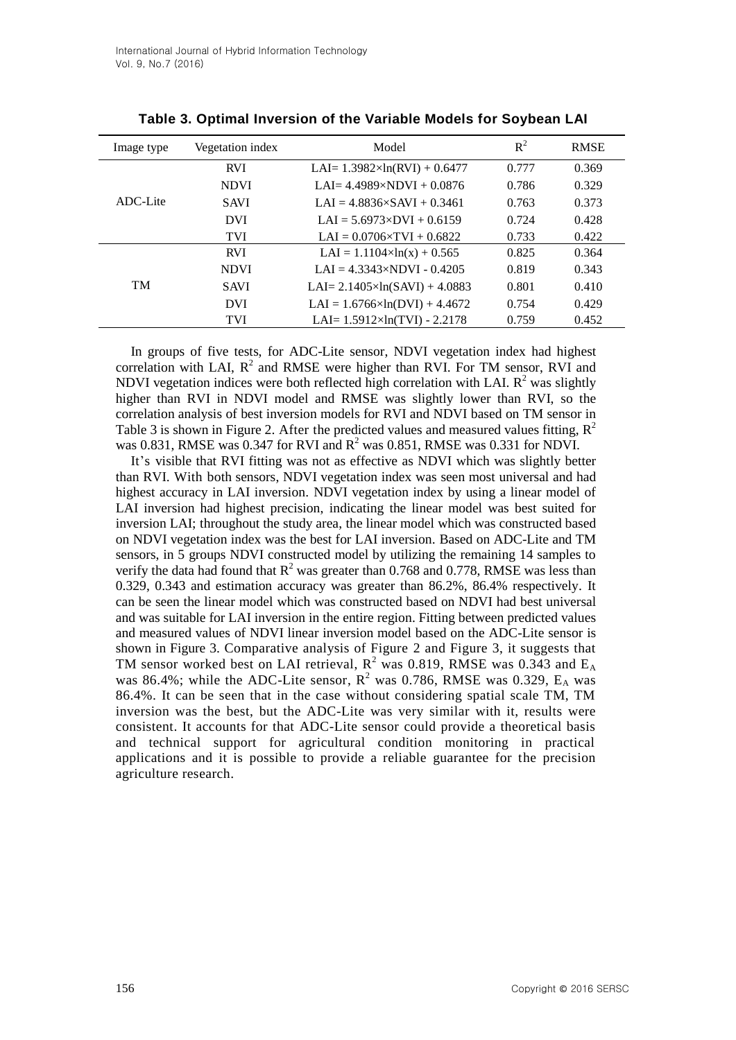**Table 3. Optimal Inversion of the Variable Models for Soybean LAI**

| Image type | Vegetation index | Model | $R^2$ | RMSE |
|---|---|---|---|---|
| ADC-Lite | RVI | LAI= 1.3982×ln(RVI) + 0.6477 | 0.777 | 0.369 |
| | NDVI | LAI= 4.4989×NDVI + 0.0876 | 0.786 | 0.329 |
| | SAVI | LAI = 4.8836×SAVI + 0.3461 | 0.763 | 0.373 |
| | DVI | LAI = 5.6973×DVI + 0.6159 | 0.724 | 0.428 |
| | TVI | LAI = 0.0706×TVI + 0.6822 | 0.733 | 0.422 |
| TM | RVI | LAI = 1.1104×ln(x) + 0.565 | 0.825 | 0.364 |
| | NDVI | LAI = 4.3343×NDVI - 0.4205 | 0.819 | 0.343 |
| | SAVI | LAI= 2.1405×ln(SAVI) + 4.0883 | 0.801 | 0.410 |
| | DVI | LAI = 1.6766×ln(DVI) + 4.4672 | 0.754 | 0.429 |
| | TVI | LAI= 1.5912×ln(TVI) - 2.2178 | 0.759 | 0.452 |

In groups of five tests, for ADC-Lite sensor, NDVI vegetation index had highest correlation with LAI, $R^2$ and RMSE were higher than RVI. For TM sensor, RVI and NDVI vegetation indices were both reflected high correlation with LAI. $R^2$ was slightly higher than RVI in NDVI model and RMSE was slightly lower than RVI, so the correlation analysis of best inversion models for RVI and NDVI based on TM sensor in Table 3 is shown in Figure 2. After the predicted values and measured values fitting, $R^2$ was 0.831, RMSE was 0.347 for RVI and $R^2$ was 0.851, RMSE was 0.331 for NDVI.

It's visible that RVI fitting was not as effective as NDVI which was slightly better than RVI. With both sensors, NDVI vegetation index was seen most universal and had highest accuracy in LAI inversion. NDVI vegetation index by using a linear model of LAI inversion had highest precision, indicating the linear model was best suited for inversion LAI; throughout the study area, the linear model which was constructed based on NDVI vegetation index was the best for LAI inversion. Based on ADC-Lite and TM sensors, in 5 groups NDVI constructed model by utilizing the remaining 14 samples to verify the data had found that $R^2$ was greater than 0.768 and 0.778, RMSE was less than 0.329, 0.343 and estimation accuracy was greater than 86.2%, 86.4% respectively. It can be seen the linear model which was constructed based on NDVI had best universal and was suitable for LAI inversion in the entire region. Fitting between predicted values and measured values of NDVI linear inversion model based on the ADC-Lite sensor is shown in Figure 3. Comparative analysis of Figure 2 and Figure 3, it suggests that TM sensor worked best on LAI retrieval, $R^2$ was 0.819, RMSE was 0.343 and $E_A$ was 86.4%; while the ADC-Lite sensor, $R^2$ was 0.786, RMSE was 0.329, $E_A$ was 86.4%. It can be seen that in the case without considering spatial scale TM, TM inversion was the best, but the ADC-Lite was very similar with it, results were consistent. It accounts for that ADC-Lite sensor could provide a theoretical basis and technical support for agricultural condition monitoring in practical applications and it is possible to provide a reliable guarantee for the precision agriculture research.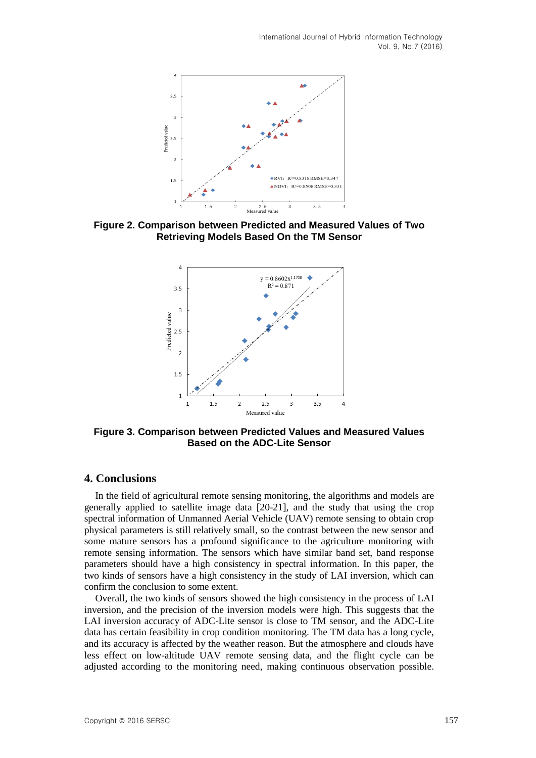**Figure 2. Comparison between Predicted and Measured Values of Two Retrieving Models Based On the TM Sensor**

**Figure 3. Comparison between Predicted Values and Measured Values Based on the ADC-Lite Sensor**

## 4. Conclusions

In the field of agricultural remote sensing monitoring, the algorithms and models are generally applied to satellite image data [20-21], and the study that using the crop spectral information of Unmanned Aerial Vehicle (UAV) remote sensing to obtain crop physical parameters is still relatively small, so the contrast between the new sensor and some mature sensors has a profound significance to the agriculture monitoring with remote sensing information. The sensors which have similar band set, band response parameters should have a high consistency in spectral information. In this paper, the two kinds of sensors have a high consistency in the study of LAI inversion, which can confirm the conclusion to some extent.

Overall, the two kinds of sensors showed the high consistency in the process of LAI inversion, and the precision of the inversion models were high. This suggests that the LAI inversion accuracy of ADC-Lite sensor is close to TM sensor, and the ADC-Lite data has certain feasibility in crop condition monitoring. The TM data has a long cycle, and its accuracy is affected by the weather reason. But the atmosphere and clouds have less effect on low-altitude UAV remote sensing data, and the flight cycle can be adjusted according to the monitoring need, making continuous observation possible.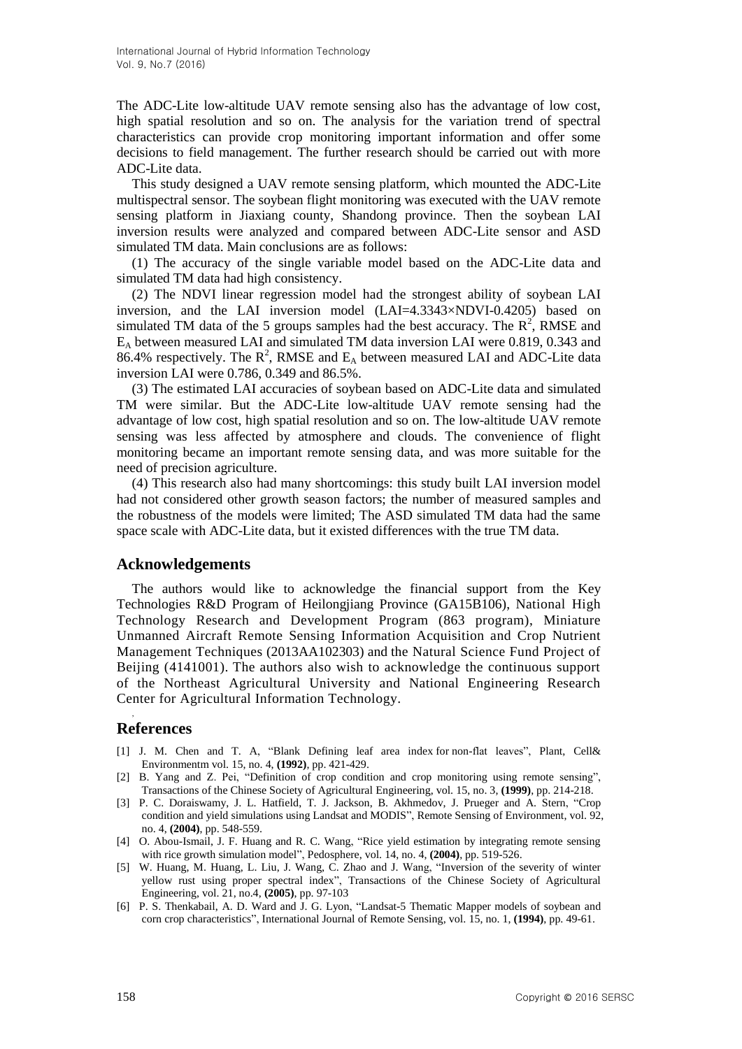The ADC-Lite low-altitude UAV remote sensing also has the advantage of low cost, high spatial resolution and so on. The analysis for the variation trend of spectral characteristics can provide crop monitoring important information and offer some decisions to field management. The further research should be carried out with more ADC-Lite data.

This study designed a UAV remote sensing platform, which mounted the ADC-Lite multispectral sensor. The soybean flight monitoring was executed with the UAV remote sensing platform in Jiaxiang county, Shandong province. Then the soybean LAI inversion results were analyzed and compared between ADC-Lite sensor and ASD simulated TM data. Main conclusions are as follows:

(1) The accuracy of the single variable model based on the ADC-Lite data and simulated TM data had high consistency.

(2) The NDVI linear regression model had the strongest ability of soybean LAI inversion, and the LAI inversion model (LAI=4.3343×NDVI-0.4205) based on simulated TM data of the 5 groups samples had the best accuracy. The $R^2$, RMSE and $E_A$ between measured LAI and simulated TM data inversion LAI were 0.819, 0.343 and 86.4% respectively. The $R^2$, RMSE and $E_A$ between measured LAI and ADC-Lite data inversion LAI were 0.786, 0.349 and 86.5%.

(3) The estimated LAI accuracies of soybean based on ADC-Lite data and simulated TM were similar. But the ADC-Lite low-altitude UAV remote sensing had the advantage of low cost, high spatial resolution and so on. The low-altitude UAV remote sensing was less affected by atmosphere and clouds. The convenience of flight monitoring became an important remote sensing data, and was more suitable for the need of precision agriculture.

(4) This research also had many shortcomings: this study built LAI inversion model had not considered other growth season factors; the number of measured samples and the robustness of the models were limited; The ASD simulated TM data had the same space scale with ADC-Lite data, but it existed differences with the true TM data.

## Acknowledgements

The authors would like to acknowledge the financial support from the Key Technologies R&D Program of Heilongjiang Province (GA15B106), National High Technology Research and Development Program (863 program), Miniature Unmanned Aircraft Remote Sensing Information Acquisition and Crop Nutrient Management Techniques (2013AA102303) and the Natural Science Fund Project of Beijing (4141001). The authors also wish to acknowledge the continuous support of the Northeast Agricultural University and National Engineering Research Center for Agricultural Information Technology.

## References

[1] J. M. Chen and T. A, "Blank Defining leaf area index for non-flat leaves", Plant, Cell& Environmentm vol. 15, no. 4, **(1992)**, pp. 421-429.

[2] B. Yang and Z. Pei, "Definition of crop condition and crop monitoring using remote sensing", Transactions of the Chinese Society of Agricultural Engineering, vol. 15, no. 3, **(1999)**, pp. 214-218.

[3] P. C. Doraiswamy, J. L. Hatfield, T. J. Jackson, B. Akhmedov, J. Prueger and A. Stern, "Crop condition and yield simulations using Landsat and MODIS", Remote Sensing of Environment, vol. 92, no. 4, **(2004)**, pp. 548-559.

[4] O. Abou-Ismail, J. F. Huang and R. C. Wang, "Rice yield estimation by integrating remote sensing with rice growth simulation model", Pedosphere, vol. 14, no. 4, **(2004)**, pp. 519-526.

[5] W. Huang, M. Huang, L. Liu, J. Wang, C. Zhao and J. Wang, "Inversion of the severity of winter yellow rust using proper spectral index", Transactions of the Chinese Society of Agricultural Engineering, vol. 21, no.4, **(2005)**, pp. 97-103

[6] P. S. Thenkabail, A. D. Ward and J. G. Lyon, "Landsat-5 Thematic Mapper models of soybean and corn crop characteristics", International Journal of Remote Sensing, vol. 15, no. 1, **(1994)**, pp. 49-61.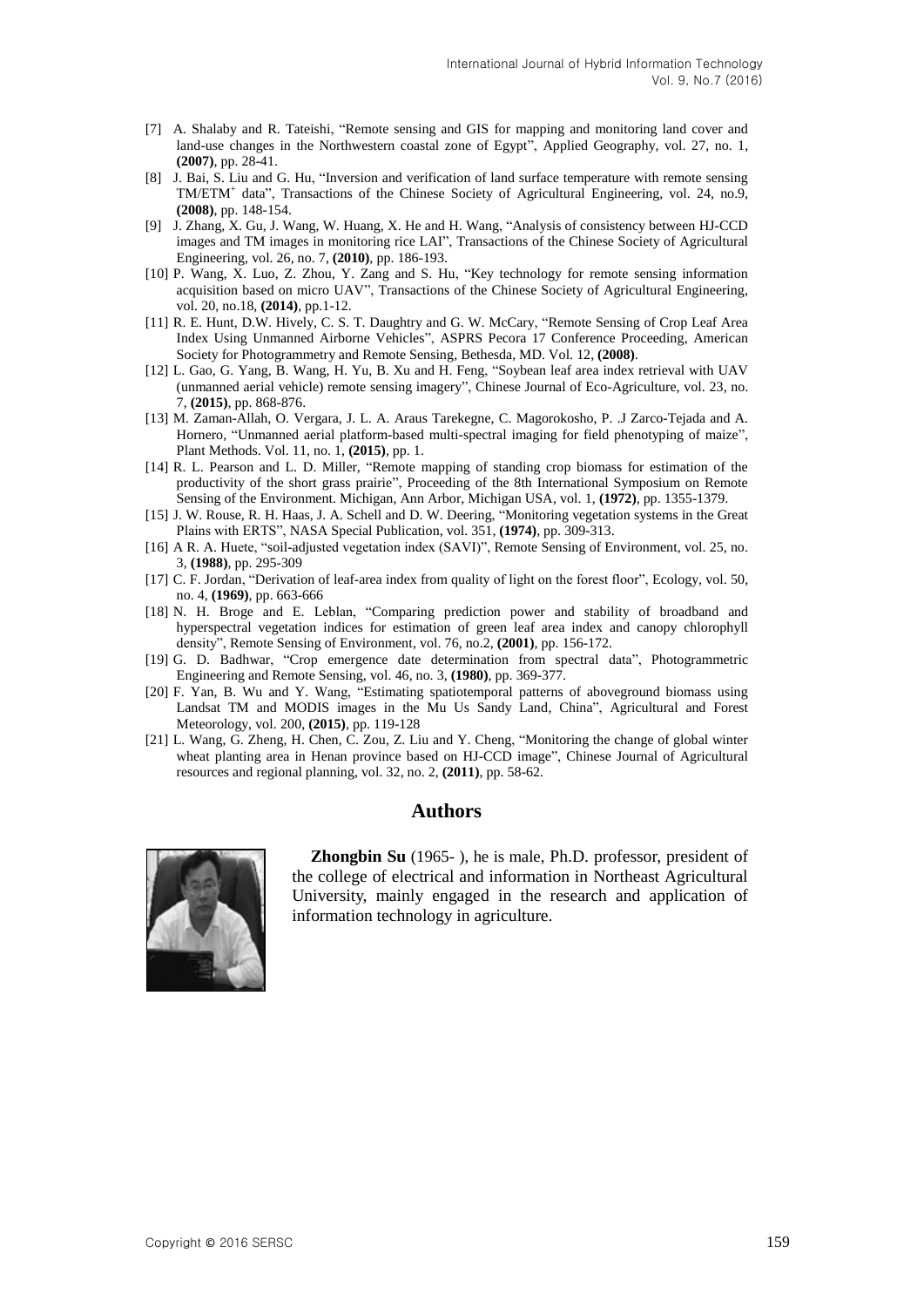[7] A. Shalaby and R. Tateishi, "Remote sensing and GIS for mapping and monitoring land cover and land-use changes in the Northwestern coastal zone of Egypt", Applied Geography, vol. 27, no. 1, **(2007)**, pp. 28-41.

[8] J. Bai, S. Liu and G. Hu, "Inversion and verification of land surface temperature with remote sensing TM/ETM$^+$ data", Transactions of the Chinese Society of Agricultural Engineering, vol. 24, no.9, **(2008)**, pp. 148-154.

[9] J. Zhang, X. Gu, J. Wang, W. Huang, X. He and H. Wang, "Analysis of consistency between HJ-CCD images and TM images in monitoring rice LAI", Transactions of the Chinese Society of Agricultural Engineering, vol. 26, no. 7, **(2010)**, pp. 186-193.

[10] P. Wang, X. Luo, Z. Zhou, Y. Zang and S. Hu, "Key technology for remote sensing information acquisition based on micro UAV", Transactions of the Chinese Society of Agricultural Engineering, vol. 20, no.18, **(2014)**, pp.1-12.

[11] R. E. Hunt, D.W. Hively, C. S. T. Daughtry and G. W. McCary, "Remote Sensing of Crop Leaf Area Index Using Unmanned Airborne Vehicles", ASPRS Pecora 17 Conference Proceeding, American Society for Photogrammetry and Remote Sensing, Bethesda, MD. Vol. 12, **(2008)**.

[12] L. Gao, G. Yang, B. Wang, H. Yu, B. Xu and H. Feng, "Soybean leaf area index retrieval with UAV (unmanned aerial vehicle) remote sensing imagery", Chinese Journal of Eco-Agriculture, vol. 23, no. 7, **(2015)**, pp. 868-876.

[13] M. Zaman-Allah, O. Vergara, J. L. A. Araus Tarekegne, C. Magorokosho, P. .J Zarco-Tejada and A. Hornero, "Unmanned aerial platform-based multi-spectral imaging for field phenotyping of maize", Plant Methods. Vol. 11, no. 1, **(2015)**, pp. 1.

[14] R. L. Pearson and L. D. Miller, "Remote mapping of standing crop biomass for estimation of the productivity of the short grass prairie", Proceeding of the 8th International Symposium on Remote Sensing of the Environment. Michigan, Ann Arbor, Michigan USA, vol. 1, **(1972)**, pp. 1355-1379.

[15] J. W. Rouse, R. H. Haas, J. A. Schell and D. W. Deering, "Monitoring vegetation systems in the Great Plains with ERTS", NASA Special Publication, vol. 351, **(1974)**, pp. 309-313.

[16] A R. A. Huete, "soil-adjusted vegetation index (SAVI)", Remote Sensing of Environment, vol. 25, no. 3, **(1988)**, pp. 295-309

[17] C. F. Jordan, "Derivation of leaf-area index from quality of light on the forest floor", Ecology, vol. 50, no. 4, **(1969)**, pp. 663-666

[18] N. H. Broge and E. Leblan, "Comparing prediction power and stability of broadband and hyperspectral vegetation indices for estimation of green leaf area index and canopy chlorophyll density", Remote Sensing of Environment, vol. 76, no.2, **(2001)**, pp. 156-172.

[19] G. D. Badhwar, "Crop emergence date determination from spectral data", Photogrammetric Engineering and Remote Sensing, vol. 46, no. 3, **(1980)**, pp. 369-377.

[20] F. Yan, B. Wu and Y. Wang, "Estimating spatiotemporal patterns of aboveground biomass using Landsat TM and MODIS images in the Mu Us Sandy Land, China", Agricultural and Forest Meteorology, vol. 200, **(2015)**, pp. 119-128

[21] L. Wang, G. Zheng, H. Chen, C. Zou, Z. Liu and Y. Cheng, "Monitoring the change of global winter wheat planting area in Henan province based on HJ-CCD image", Chinese Journal of Agricultural resources and regional planning, vol. 32, no. 2, **(2011)**, pp. 58-62.

## Authors

**Zhongbin Su** (1965- ), he is male, Ph.D. professor, president of the college of electrical and information in Northeast Agricultural University, mainly engaged in the research and application of information technology in agriculture.